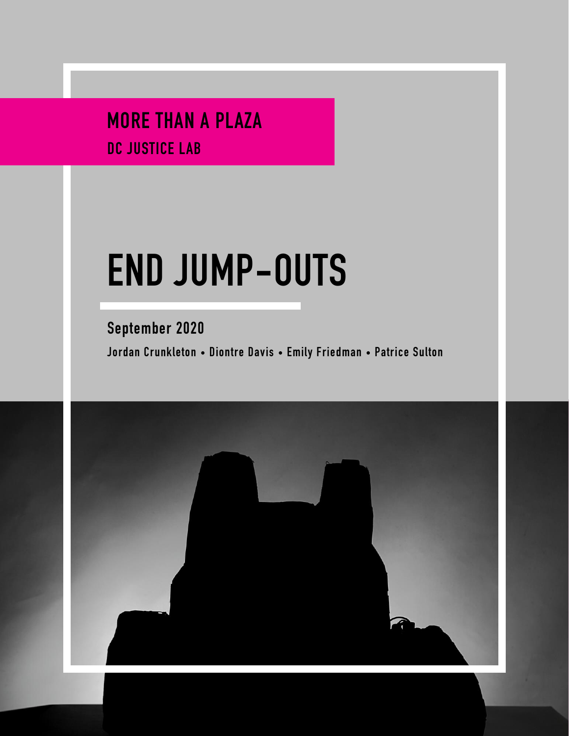MORE THAN A PLAZA

DC JUSTICE LAB

# END JUMP-OUTS

**September 2020**

**Jordan Crunkleton • Diontre Davis • Emily Friedman • Patrice Sulton**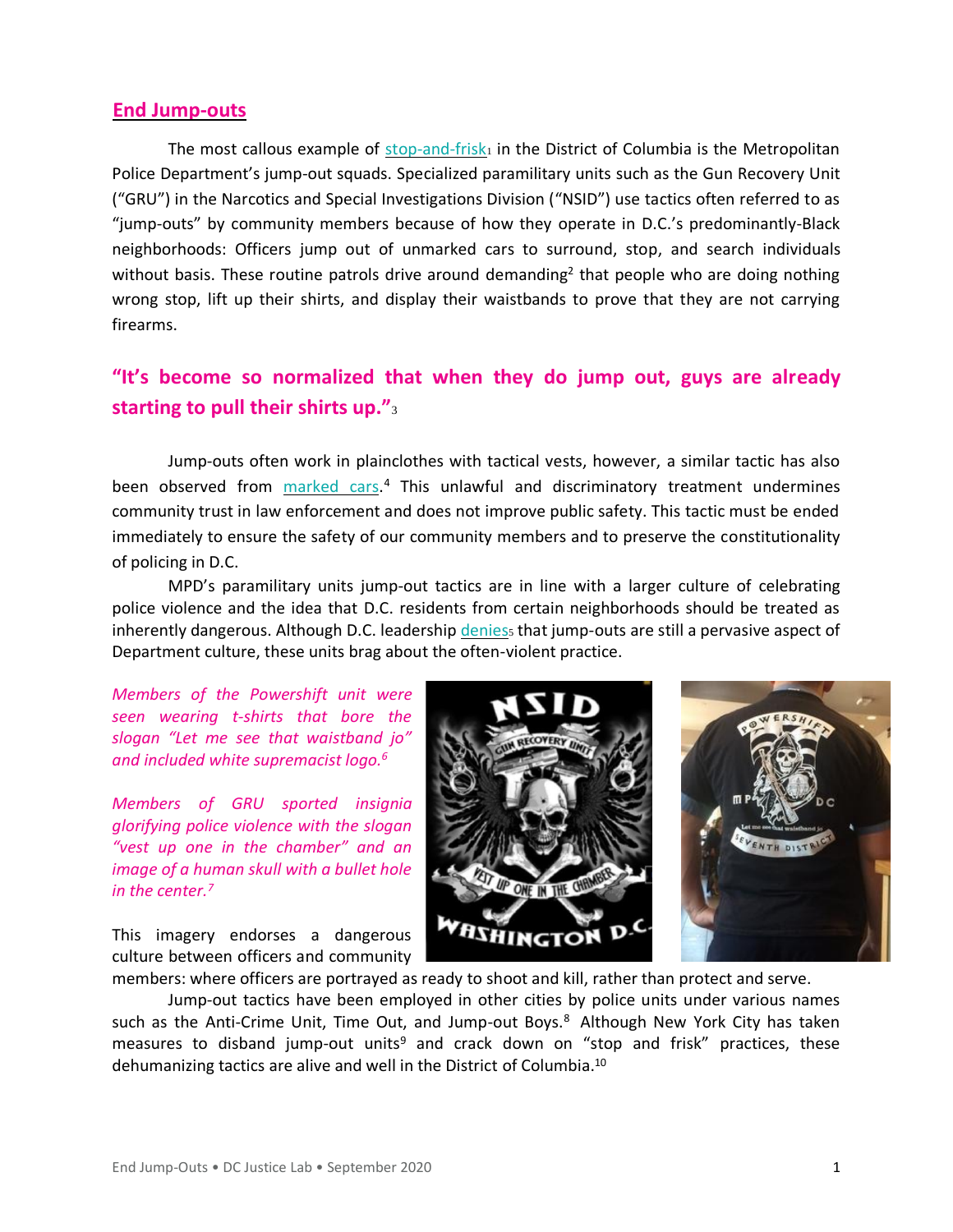## End Jump-outs

The most callous example of stop-and-frisk[1] in the District of Columbia is the Metropolitan Police Department's jump-out squads. Specialized paramilitary units such as the Gun Recovery Unit ("GRU") in the Narcotics and Special Investigations Division ("NSID") use tactics often referred to as "jump-outs" by community members because of how they operate in D.C.'s predominantly-Black neighborhoods: Officers jump out of unmarked cars to surround, stop, and search individuals without basis. These routine patrols drive around demanding[2] that people who are doing nothing wrong stop, lift up their shirts, and display their waistbands to prove that they are not carrying firearms.

### "It's become so normalized that when they do jump out, guys are already starting to pull their shirts up."[3]

Jump-outs often work in plainclothes with tactical vests, however, a similar tactic has also been observed from marked cars.[4] This unlawful and discriminatory treatment undermines community trust in law enforcement and does not improve public safety. This tactic must be ended immediately to ensure the safety of our community members and to preserve the constitutionality of policing in D.C.

MPD's paramilitary units jump-out tactics are in line with a larger culture of celebrating police violence and the idea that D.C. residents from certain neighborhoods should be treated as inherently dangerous. Although D.C. leadership denies[5] that jump-outs are still a pervasive aspect of Department culture, these units brag about the often-violent practice.

*Members of the Powershift unit were seen wearing t-shirts that bore the slogan "Let me see that waistband jo" and included white supremacist logo.[6]*

*Members of GRU sported insignia glorifying police violence with the slogan "vest up one in the chamber" and an image of a human skull with a bullet hole in the center.[7]*

This imagery endorses a dangerous culture between officers and community members: where officers are portrayed as ready to shoot and kill, rather than protect and serve.

Jump-out tactics have been employed in other cities by police units under various names such as the Anti-Crime Unit, Time Out, and Jump-out Boys.[8] Although New York City has taken measures to disband jump-out units[9] and crack down on "stop and frisk" practices, these dehumanizing tactics are alive and well in the District of Columbia.[10]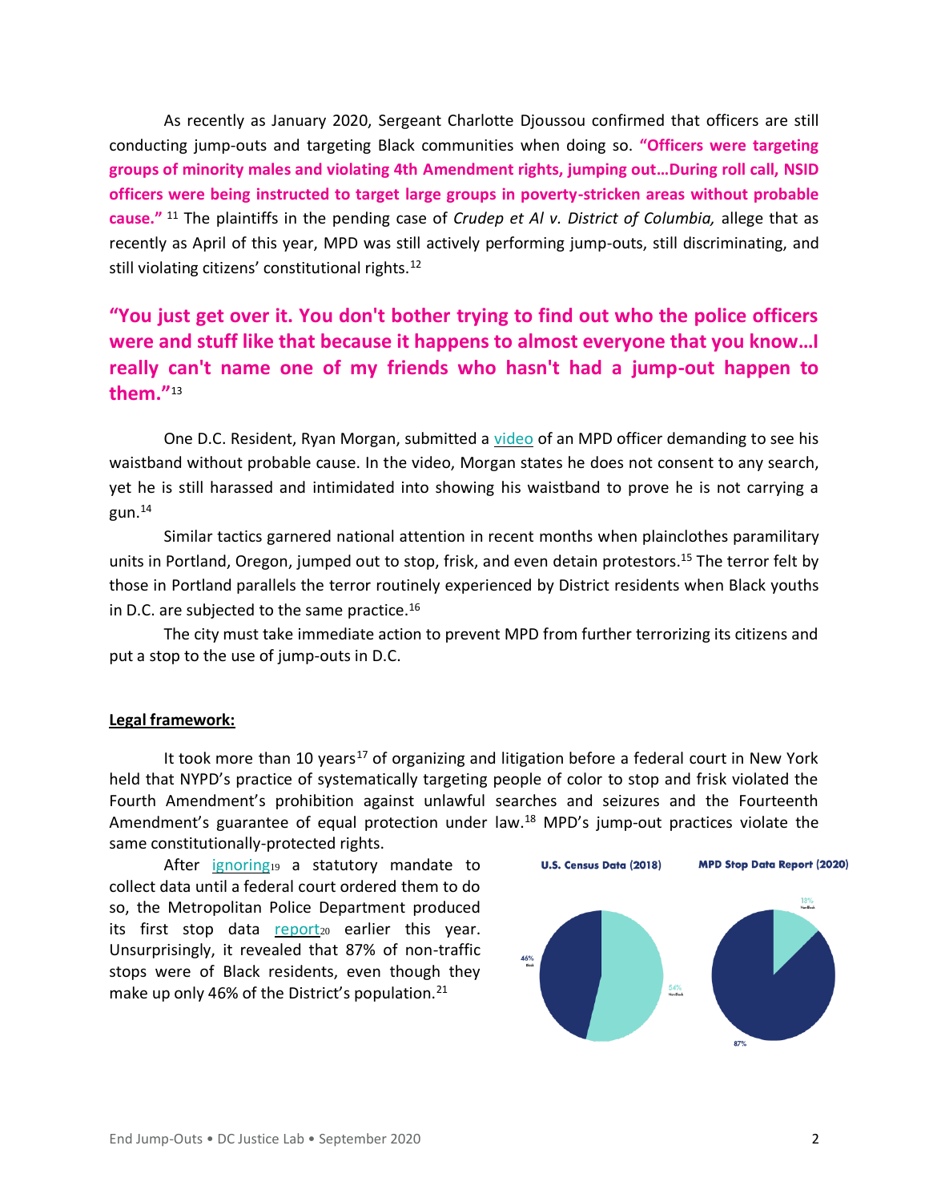As recently as January 2020, Sergeant Charlotte Djoussou confirmed that officers are still conducting jump-outs and targeting Black communities when doing so. **"Officers were targeting groups of minority males and violating 4th Amendment rights, jumping out…During roll call, NSID officers were being instructed to target large groups in poverty-stricken areas without probable cause."** [11] The plaintiffs in the pending case of *Crudep et Al v. District of Columbia,* allege that as recently as April of this year, MPD was still actively performing jump-outs, still discriminating, and still violating citizens' constitutional rights.[12]

**"You just get over it. You don't bother trying to find out who the police officers were and stuff like that because it happens to almost everyone that you know…I really can't name one of my friends who hasn't had a jump-out happen to them."**[13]

One D.C. Resident, Ryan Morgan, submitted a video of an MPD officer demanding to see his waistband without probable cause. In the video, Morgan states he does not consent to any search, yet he is still harassed and intimidated into showing his waistband to prove he is not carrying a gun.[14]

Similar tactics garnered national attention in recent months when plainclothes paramilitary units in Portland, Oregon, jumped out to stop, frisk, and even detain protestors.[15] The terror felt by those in Portland parallels the terror routinely experienced by District residents when Black youths in D.C. are subjected to the same practice.[16]

The city must take immediate action to prevent MPD from further terrorizing its citizens and put a stop to the use of jump-outs in D.C.

**Legal framework:**

It took more than 10 years[17] of organizing and litigation before a federal court in New York held that NYPD's practice of systematically targeting people of color to stop and frisk violated the Fourth Amendment's prohibition against unlawful searches and seizures and the Fourteenth Amendment's guarantee of equal protection under law.[18] MPD's jump-out practices violate the same constitutionally-protected rights.

After ignoring[19] a statutory mandate to collect data until a federal court ordered them to do so, the Metropolitan Police Department produced its first stop data report[20] earlier this year. Unsurprisingly, it revealed that 87% of non-traffic stops were of Black residents, even though they make up only 46% of the District's population.[21]

**U.S. Census Data (2018)**: 46% Black, 54% NonBlack

**MPD Stop Data Report (2020)**: 87% Black, 13% NonBlack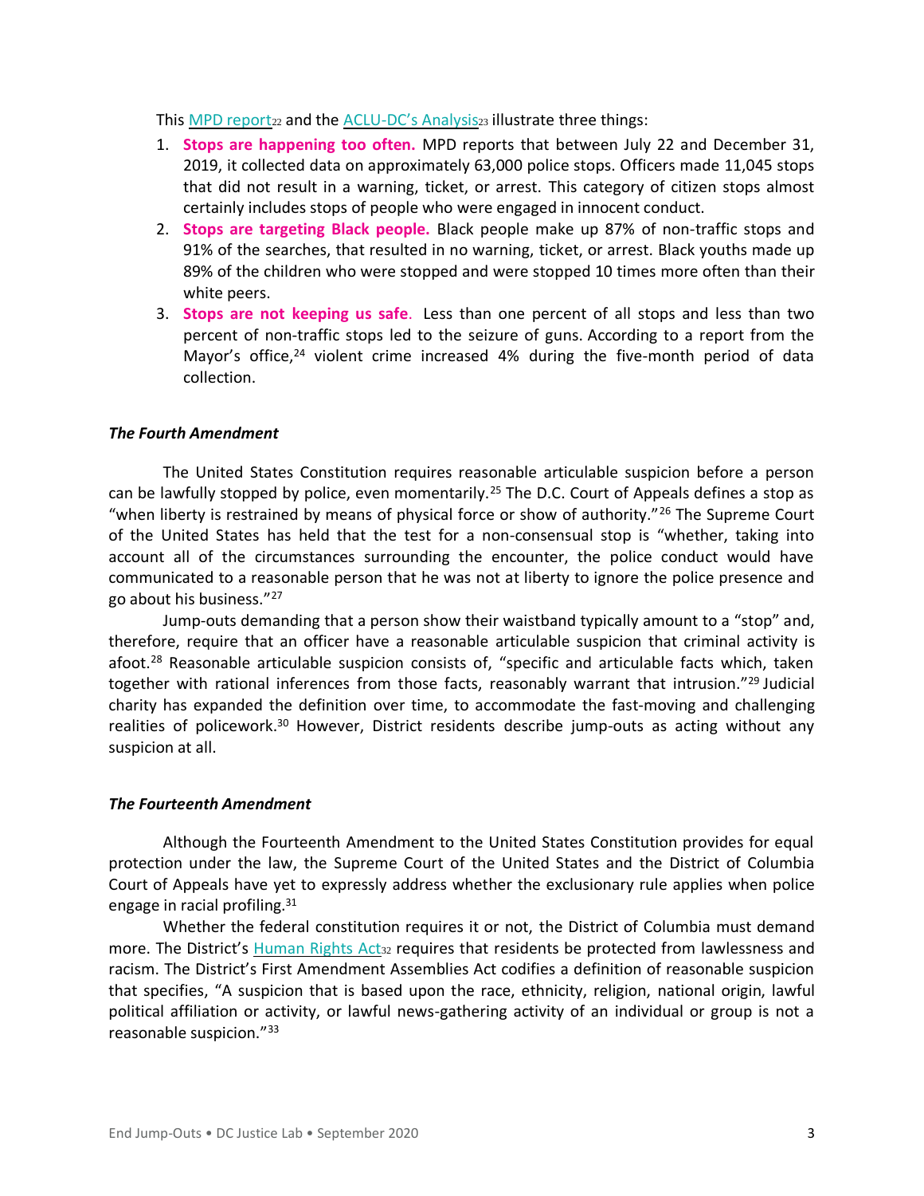This [MPD report][22] and the [ACLU-DC's Analysis][23] illustrate three things:

1. **Stops are happening too often.** MPD reports that between July 22 and December 31, 2019, it collected data on approximately 63,000 police stops. Officers made 11,045 stops that did not result in a warning, ticket, or arrest. This category of citizen stops almost certainly includes stops of people who were engaged in innocent conduct.
2. **Stops are targeting Black people.** Black people make up 87% of non-traffic stops and 91% of the searches, that resulted in no warning, ticket, or arrest. Black youths made up 89% of the children who were stopped and were stopped 10 times more often than their white peers.
3. **Stops are not keeping us safe**. Less than one percent of all stops and less than two percent of non-traffic stops led to the seizure of guns. According to a report from the Mayor's office,[24] violent crime increased 4% during the five-month period of data collection.

### *The Fourth Amendment*

The United States Constitution requires reasonable articulable suspicion before a person can be lawfully stopped by police, even momentarily.[25] The D.C. Court of Appeals defines a stop as "when liberty is restrained by means of physical force or show of authority."[26] The Supreme Court of the United States has held that the test for a non-consensual stop is "whether, taking into account all of the circumstances surrounding the encounter, the police conduct would have communicated to a reasonable person that he was not at liberty to ignore the police presence and go about his business."[27]

Jump-outs demanding that a person show their waistband typically amount to a "stop" and, therefore, require that an officer have a reasonable articulable suspicion that criminal activity is afoot.[28] Reasonable articulable suspicion consists of, "specific and articulable facts which, taken together with rational inferences from those facts, reasonably warrant that intrusion."[29] Judicial charity has expanded the definition over time, to accommodate the fast-moving and challenging realities of policework.[30] However, District residents describe jump-outs as acting without any suspicion at all.

### *The Fourteenth Amendment*

Although the Fourteenth Amendment to the United States Constitution provides for equal protection under the law, the Supreme Court of the United States and the District of Columbia Court of Appeals have yet to expressly address whether the exclusionary rule applies when police engage in racial profiling.[31]

Whether the federal constitution requires it or not, the District of Columbia must demand more. The District's [Human Rights Act][32] requires that residents be protected from lawlessness and racism. The District's First Amendment Assemblies Act codifies a definition of reasonable suspicion that specifies, "A suspicion that is based upon the race, ethnicity, religion, national origin, lawful political affiliation or activity, or lawful news-gathering activity of an individual or group is not a reasonable suspicion."[33]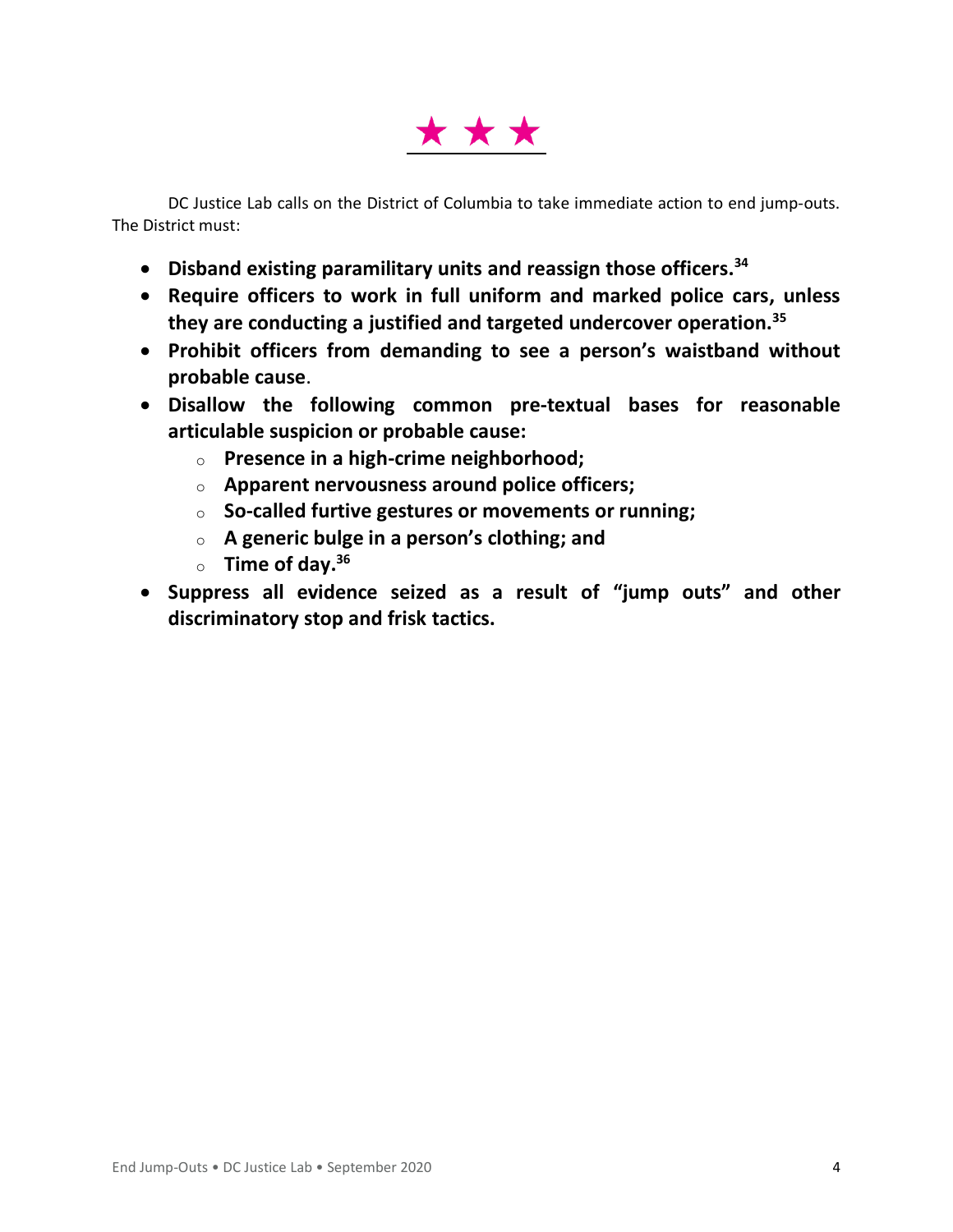★ ★ ★

DC Justice Lab calls on the District of Columbia to take immediate action to end jump-outs. The District must:

- **Disband existing paramilitary units and reassign those officers.**[34]
- **Require officers to work in full uniform and marked police cars, unless they are conducting a justified and targeted undercover operation.**[35]
- **Prohibit officers from demanding to see a person's waistband without probable cause**.
- **Disallow the following common pre-textual bases for reasonable articulable suspicion or probable cause:**
  - **Presence in a high-crime neighborhood;**
  - **Apparent nervousness around police officers;**
  - **So-called furtive gestures or movements or running;**
  - **A generic bulge in a person's clothing; and**
  - **Time of day.**[36]
- **Suppress all evidence seized as a result of "jump outs" and other discriminatory stop and frisk tactics.**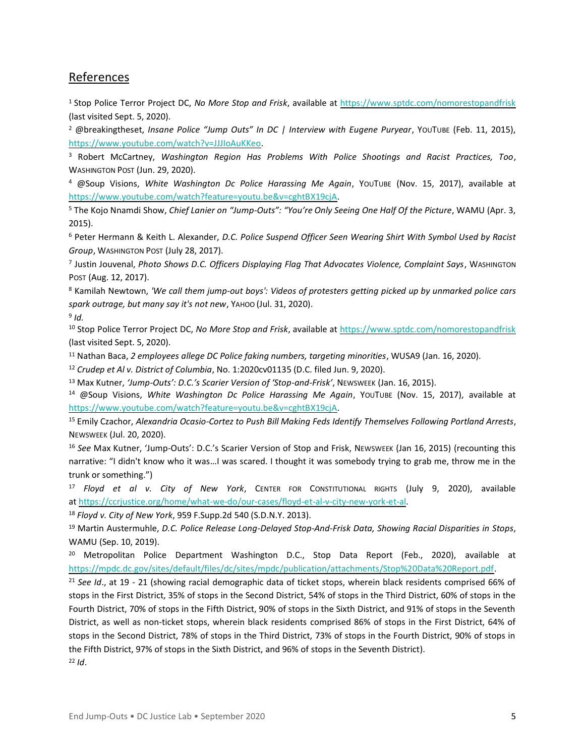## References

[1] Stop Police Terror Project DC, *No More Stop and Frisk*, available at https://www.sptdc.com/nomorestopandfrisk (last visited Sept. 5, 2020).

[2] @breakingtheset, *Insane Police "Jump Outs" In DC | Interview with Eugene Puryear*, YOUTUBE (Feb. 11, 2015), https://www.youtube.com/watch?v=JJJIoAuKKeo.

[3] Robert McCartney, *Washington Region Has Problems With Police Shootings and Racist Practices, Too*, WASHINGTON POST (Jun. 29, 2020).

[4] @Soup Visions, *White Washington Dc Police Harassing Me Again*, YOUTUBE (Nov. 15, 2017), available at https://www.youtube.com/watch?feature=youtu.be&v=cghtBX19cjA.

[5] The Kojo Nnamdi Show, *Chief Lanier on "Jump-Outs": "You're Only Seeing One Half Of the Picture*, WAMU (Apr. 3, 2015).

[6] Peter Hermann & Keith L. Alexander, *D.C. Police Suspend Officer Seen Wearing Shirt With Symbol Used by Racist Group*, WASHINGTON POST (July 28, 2017).

[7] Justin Jouvenal, *Photo Shows D.C. Officers Displaying Flag That Advocates Violence, Complaint Says*, WASHINGTON POST (Aug. 12, 2017).

[8] Kamilah Newtown, *'We call them jump-out boys': Videos of protesters getting picked up by unmarked police cars spark outrage, but many say it's not new*, YAHOO (Jul. 31, 2020).

[9] *Id.*

[10] Stop Police Terror Project DC, *No More Stop and Frisk*, available at https://www.sptdc.com/nomorestopandfrisk (last visited Sept. 5, 2020).

[11] Nathan Baca, *2 employees allege DC Police faking numbers, targeting minorities*, WUSA9 (Jan. 16, 2020).

[12] *Crudep et Al v. District of Columbia*, No. 1:2020cv01135 (D.C. filed Jun. 9, 2020).

[13] Max Kutner, *'Jump-Outs': D.C.'s Scarier Version of 'Stop-and-Frisk'*, NEWSWEEK (Jan. 16, 2015).

[14] @Soup Visions, *White Washington Dc Police Harassing Me Again*, YOUTUBE (Nov. 15, 2017), available at https://www.youtube.com/watch?feature=youtu.be&v=cghtBX19cjA.

[15] Emily Czachor, *Alexandria Ocasio-Cortez to Push Bill Making Feds Identify Themselves Following Portland Arrests*, NEWSWEEK (Jul. 20, 2020).

[16] *See* Max Kutner, 'Jump-Outs': D.C.'s Scarier Version of Stop and Frisk, NEWSWEEK (Jan 16, 2015) (recounting this narrative: "I didn't know who it was…I was scared. I thought it was somebody trying to grab me, throw me in the trunk or something.")

[17] *Floyd et al v. City of New York*, CENTER FOR CONSTITUTIONAL RIGHTS (July 9, 2020), available at https://ccrjustice.org/home/what-we-do/our-cases/floyd-et-al-v-city-new-york-et-al.

[18] *Floyd v. City of New York*, 959 F.Supp.2d 540 (S.D.N.Y. 2013).

[19] Martin Austermuhle, *D.C. Police Release Long-Delayed Stop-And-Frisk Data, Showing Racial Disparities in Stops*, WAMU (Sep. 10, 2019).

[20] Metropolitan Police Department Washington D.C., Stop Data Report (Feb., 2020), available at https://mpdc.dc.gov/sites/default/files/dc/sites/mpdc/publication/attachments/Stop%20Data%20Report.pdf.

[21] *See Id*., at 19 - 21 (showing racial demographic data of ticket stops, wherein black residents comprised 66% of stops in the First District, 35% of stops in the Second District, 54% of stops in the Third District, 60% of stops in the Fourth District, 70% of stops in the Fifth District, 90% of stops in the Sixth District, and 91% of stops in the Seventh District, as well as non-ticket stops, wherein black residents comprised 86% of stops in the First District, 64% of stops in the Second District, 78% of stops in the Third District, 73% of stops in the Fourth District, 90% of stops in the Fifth District, 97% of stops in the Sixth District, and 96% of stops in the Seventh District).

[22] *Id*.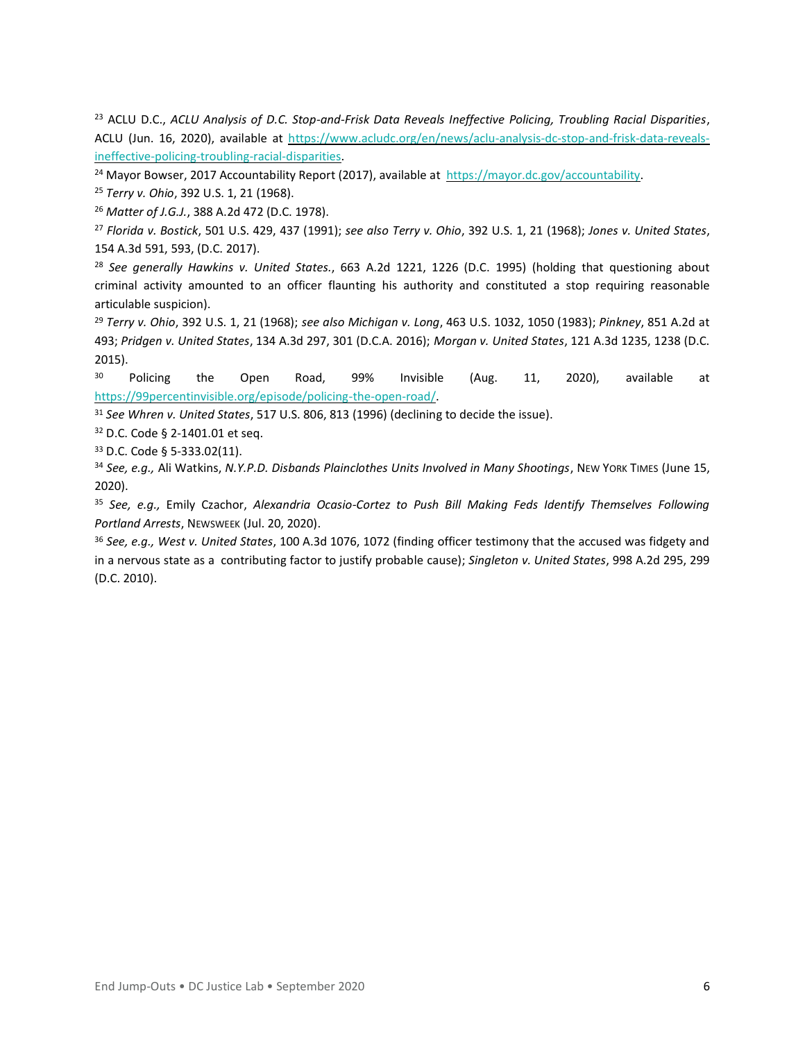[23] ACLU D.C., *ACLU Analysis of D.C. Stop-and-Frisk Data Reveals Ineffective Policing, Troubling Racial Disparities*, ACLU (Jun. 16, 2020), available at https://www.acludc.org/en/news/aclu-analysis-dc-stop-and-frisk-data-reveals-ineffective-policing-troubling-racial-disparities.

[24] Mayor Bowser, 2017 Accountability Report (2017), available at https://mayor.dc.gov/accountability.

[25] *Terry v. Ohio*, 392 U.S. 1, 21 (1968).

[26] *Matter of J.G.J.*, 388 A.2d 472 (D.C. 1978).

[27] *Florida v. Bostick*, 501 U.S. 429, 437 (1991); *see also Terry v. Ohio*, 392 U.S. 1, 21 (1968); *Jones v. United States*, 154 A.3d 591, 593, (D.C. 2017).

[28] *See generally Hawkins v. United States.*, 663 A.2d 1221, 1226 (D.C. 1995) (holding that questioning about criminal activity amounted to an officer flaunting his authority and constituted a stop requiring reasonable articulable suspicion).

[29] *Terry v. Ohio*, 392 U.S. 1, 21 (1968); *see also Michigan v. Long*, 463 U.S. 1032, 1050 (1983); *Pinkney*, 851 A.2d at 493; *Pridgen v. United States*, 134 A.3d 297, 301 (D.C.A. 2016); *Morgan v. United States*, 121 A.3d 1235, 1238 (D.C. 2015).

[30] Policing the Open Road, 99% Invisible (Aug. 11, 2020), available at https://99percentinvisible.org/episode/policing-the-open-road/.

[31] *See Whren v. United States*, 517 U.S. 806, 813 (1996) (declining to decide the issue).

[32] D.C. Code § 2-1401.01 et seq.

[33] D.C. Code § 5-333.02(11).

[34] *See, e.g.,* Ali Watkins, *N.Y.P.D. Disbands Plainclothes Units Involved in Many Shootings*, NEW YORK TIMES (June 15, 2020).

[35] *See, e.g.,* Emily Czachor, *Alexandria Ocasio-Cortez to Push Bill Making Feds Identify Themselves Following Portland Arrests*, NEWSWEEK (Jul. 20, 2020).

[36] *See, e.g., West v. United States*, 100 A.3d 1076, 1072 (finding officer testimony that the accused was fidgety and in a nervous state as a contributing factor to justify probable cause); *Singleton v. United States*, 998 A.2d 295, 299 (D.C. 2010).